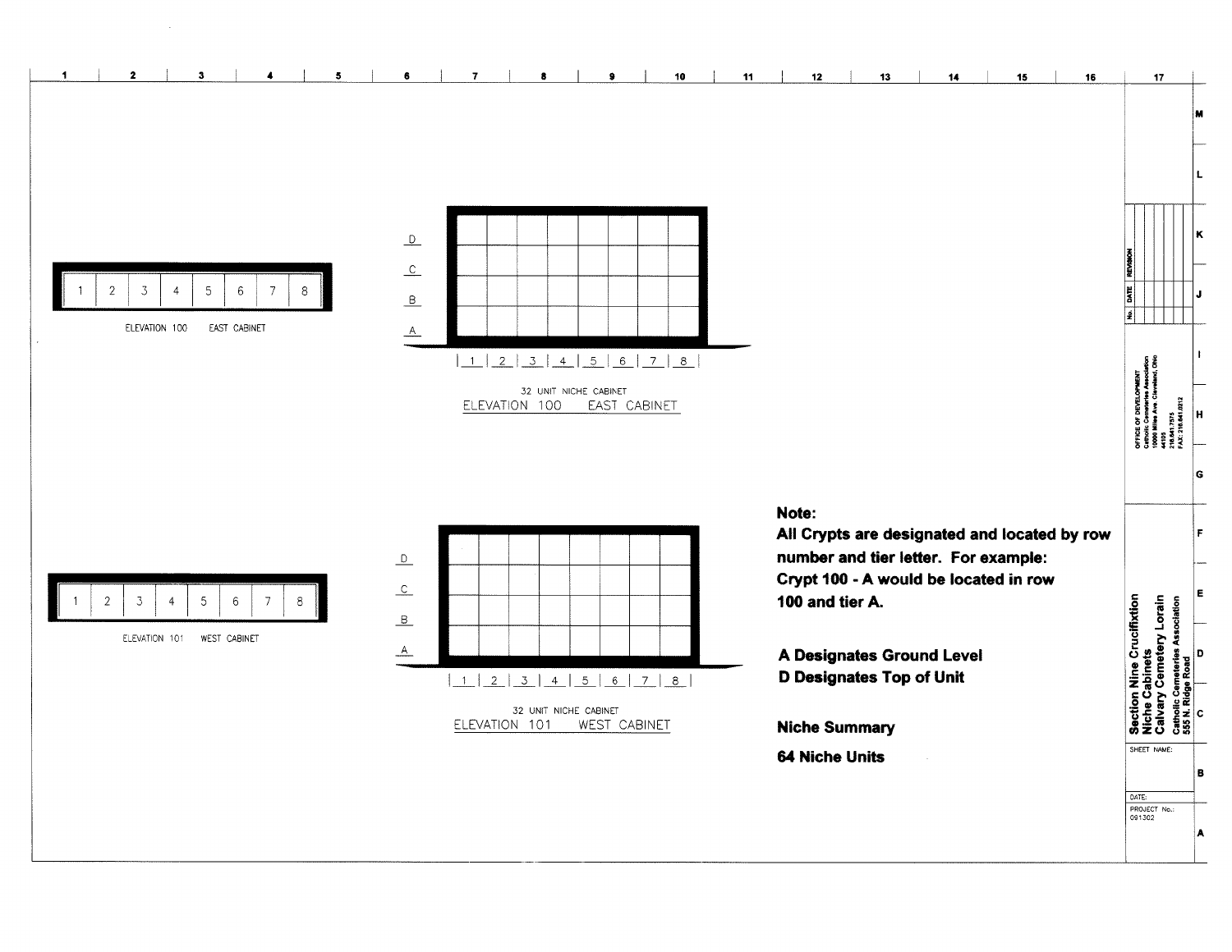1 2 3 4 5 6 7 8

ELEVATION 100 EAST CABINET

D
C
B
A

1 2 3 4 5 6 7 8

32 UNIT NICHE CABINET
ELEVATION 100 EAST CABINET

1 2 3 4 5 6 7 8

ELEVATION 101 WEST CABINET

D
C
B
A

1 2 3 4 5 6 7 8

32 UNIT NICHE CABINET
ELEVATION 101 WEST CABINET

**Note:**

**All Crypts are designated and located by row number and tier letter. For example:**
**Crypt 100 - A would be located in row 100 and tier A.**

**A Designates Ground Level**
**D Designates Top of Unit**

**Niche Summary**

**64 Niche Units**

| No. | DATE | REVISION |
| --- | --- | --- |
| | | |

OFFICE OF DEVELOPMENT
Catholic Cemeteries Association
10000 Miles Ave. Cleveland, Ohio
44105
216.641.7575
FAX: 216.641.0212

**Section Nine Crucifixtion**
**Niche Cabinets**
**Calvary Cemetery Lorain**
**Catholic Cemeteries Association**
**555 N. Ridge Road**

SHEET NAME:

DATE:

PROJECT No.:
091302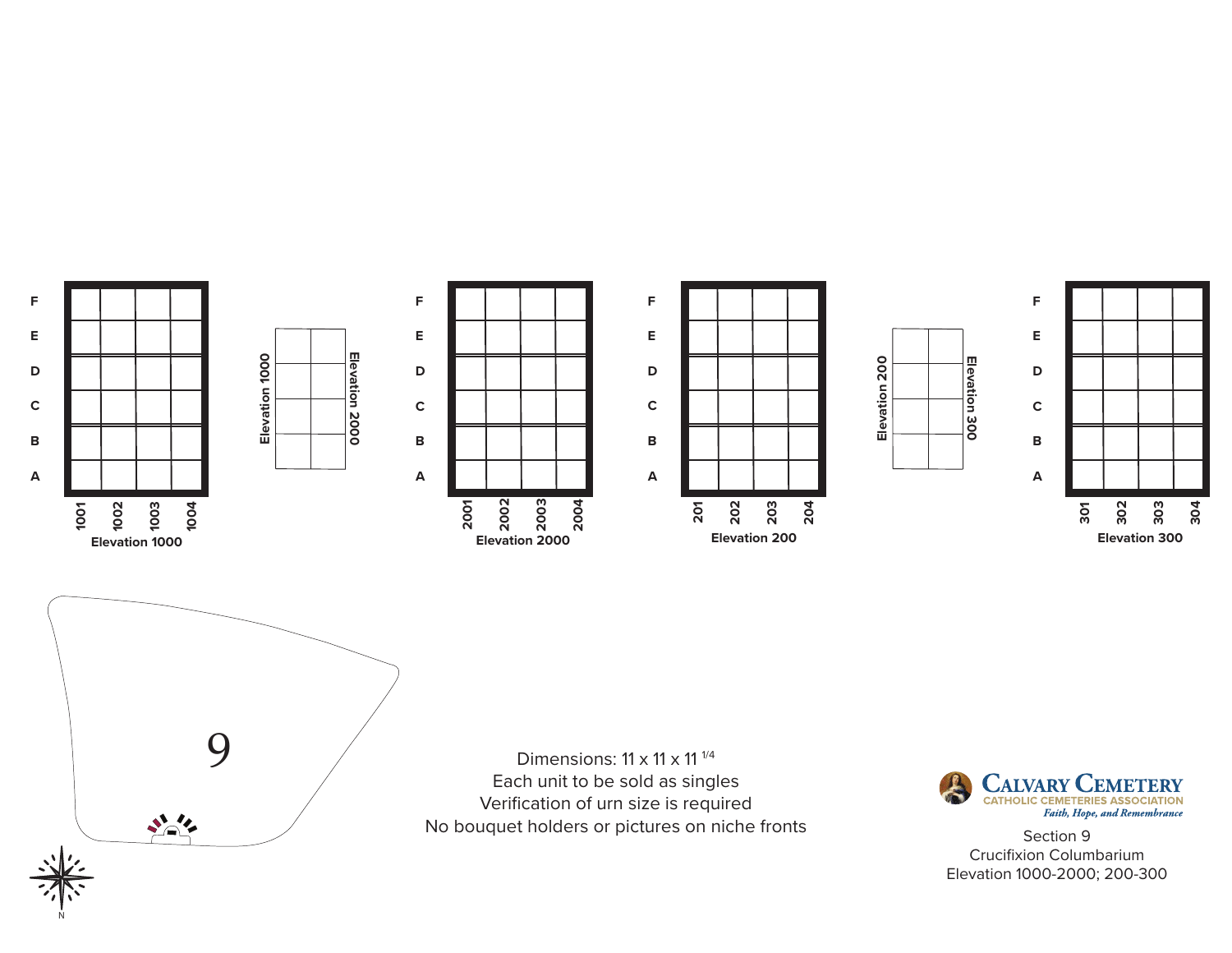| | 1001 | 1002 | 1003 | 1004 |
|---|---|---|---|---|
| F | | | | |
| E | | | | |
| D | | | | |
| C | | | | |
| B | | | | |
| A | | | | |

**Elevation 1000**

**Elevation 1000** **Elevation 2000**

| | 2001 | 2002 | 2003 | 2004 |
|---|---|---|---|---|
| F | | | | |
| E | | | | |
| D | | | | |
| C | | | | |
| B | | | | |
| A | | | | |

**Elevation 2000**

| | 201 | 202 | 203 | 204 |
|---|---|---|---|---|
| F | | | | |
| E | | | | |
| D | | | | |
| C | | | | |
| B | | | | |
| A | | | | |

**Elevation 200**

**Elevation 200** **Elevation 300**

| | 301 | 302 | 303 | 304 |
|---|---|---|---|---|
| F | | | | |
| E | | | | |
| D | | | | |
| C | | | | |
| B | | | | |
| A | | | | |

**Elevation 300**

9

N

Dimensions: 11 x 11 x 11 1/4
Each unit to be sold as singles
Verification of urn size is required
No bouquet holders or pictures on niche fronts

**CALVARY CEMETERY**
CATHOLIC CEMETERIES ASSOCIATION
*Faith, Hope, and Remembrance*

Section 9
Crucifixion Columbarium
Elevation 1000-2000; 200-300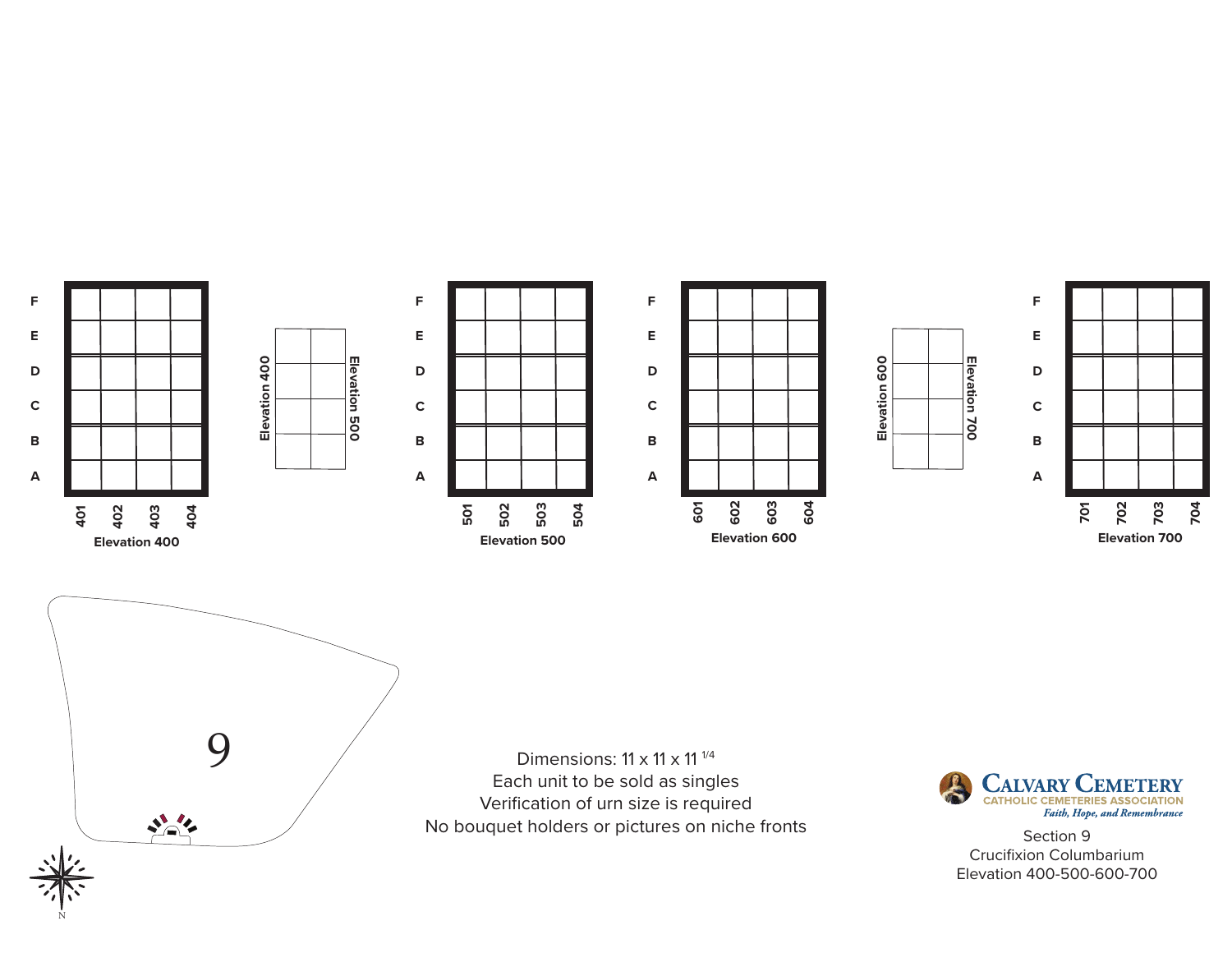| | 401 | 402 | 403 | 404 |
|---|---|---|---|---|
| F | | | | |
| E | | | | |
| D | | | | |
| C | | | | |
| B | | | | |
| A | | | | |

Elevation 400

Elevation 400 / Elevation 500

| | 501 | 502 | 503 | 504 |
|---|---|---|---|---|
| F | | | | |
| E | | | | |
| D | | | | |
| C | | | | |
| B | | | | |
| A | | | | |

Elevation 500

| | 601 | 602 | 603 | 604 |
|---|---|---|---|---|
| F | | | | |
| E | | | | |
| D | | | | |
| C | | | | |
| B | | | | |
| A | | | | |

Elevation 600

Elevation 600 / Elevation 700

| | 701 | 702 | 703 | 704 |
|---|---|---|---|---|
| F | | | | |
| E | | | | |
| D | | | | |
| C | | | | |
| B | | | | |
| A | | | | |

Elevation 700

9

N

Dimensions: 11 x 11 x 11 1/4
Each unit to be sold as singles
Verification of urn size is required
No bouquet holders or pictures on niche fronts

**CALVARY CEMETERY**
CATHOLIC CEMETERIES ASSOCIATION
*Faith, Hope, and Remembrance*

Section 9
Crucifixion Columbarium
Elevation 400-500-600-700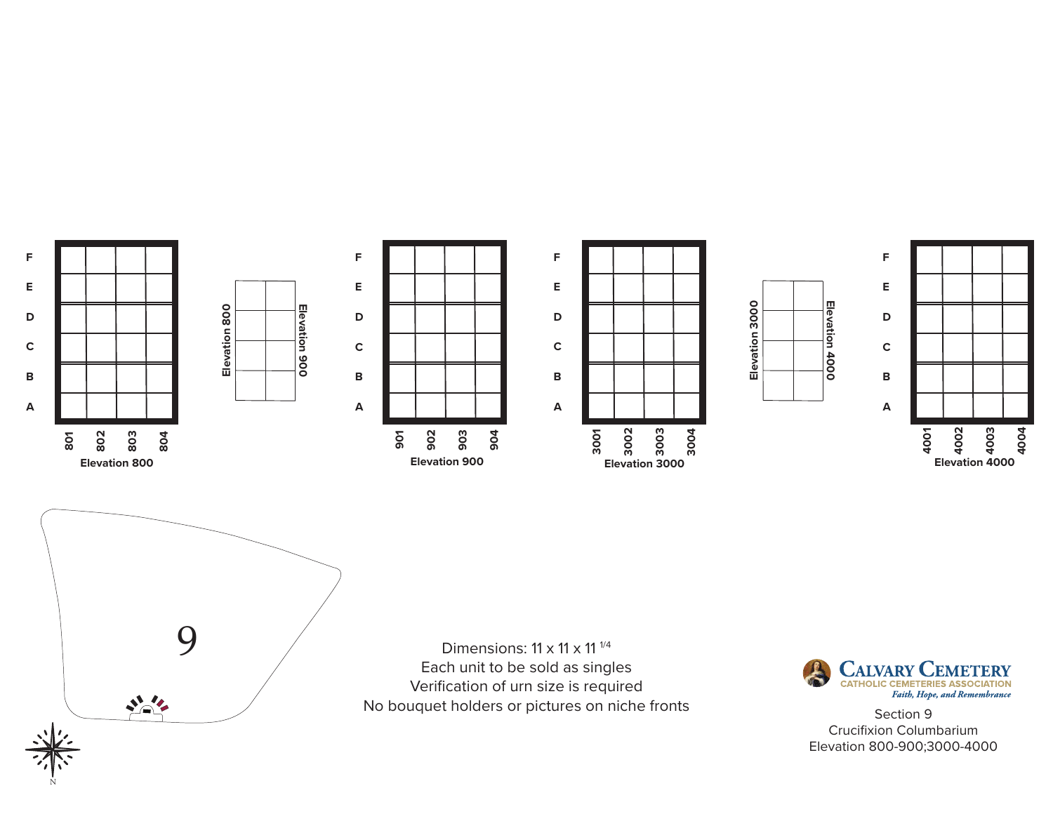F
E
D
C
B
A

801 802 803 804

Elevation 800

Elevation 800

Elevation 900

F
E
D
C
B
A

901 902 903 904

Elevation 900

F
E
D
C
B
A

3001 3002 3003 3004

Elevation 3000

Elevation 3000

Elevation 4000

F
E
D
C
B
A

4001 4002 4003 4004

Elevation 4000

9

N

Dimensions: 11 x 11 x 11 1/4
Each unit to be sold as singles
Verification of urn size is required
No bouquet holders or pictures on niche fronts

CALVARY CEMETERY
CATHOLIC CEMETERIES ASSOCIATION
*Faith, Hope, and Remembrance*

Section 9
Crucifixion Columbarium
Elevation 800-900;3000-4000